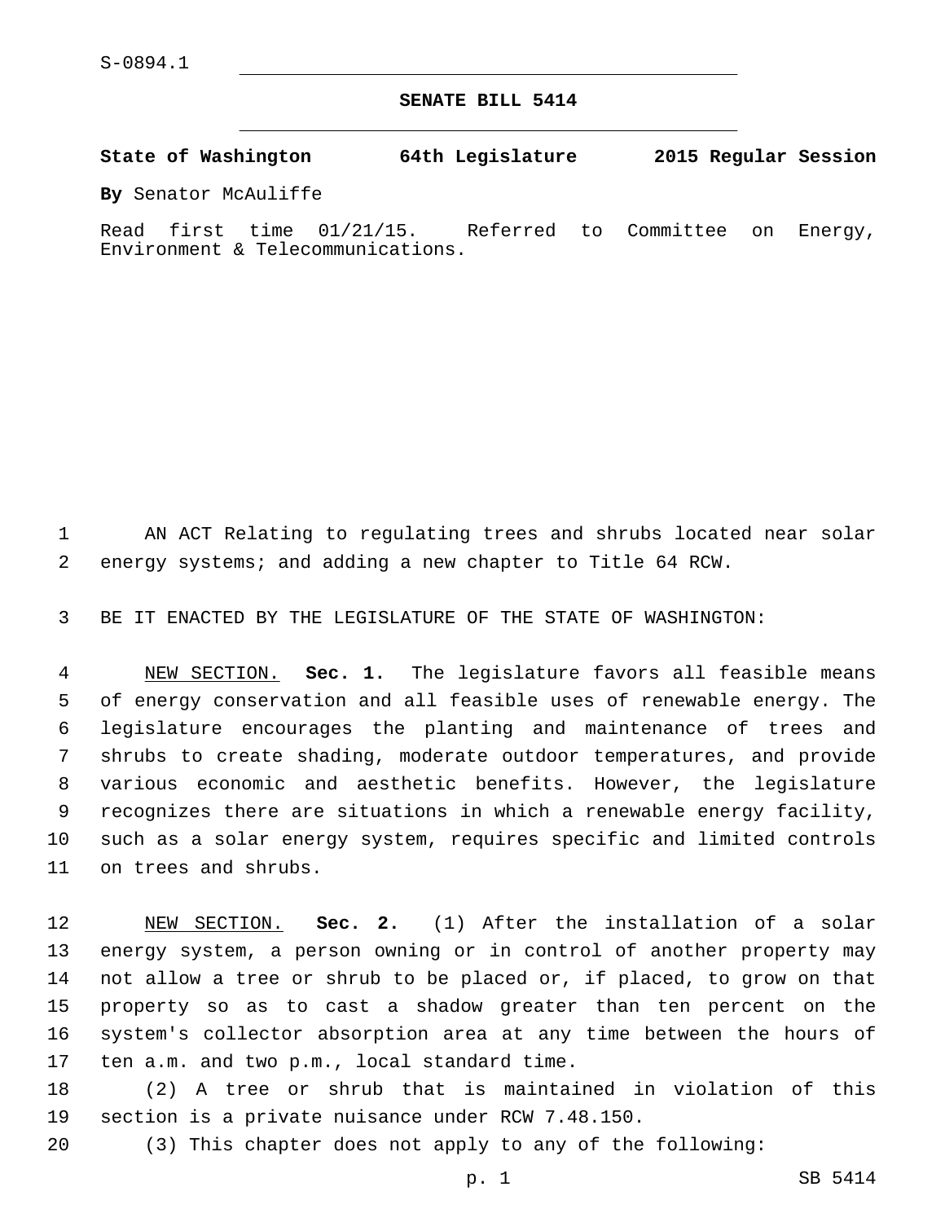S-0894.1

# SENATE BILL 5414

**State of Washington 64th Legislature 2015 Regular Session**

**By** Senator McAuliffe

Read first time 01/21/15. Referred to Committee on Energy, Environment & Telecommunications.

AN ACT Relating to regulating trees and shrubs located near solar energy systems; and adding a new chapter to Title 64 RCW.

BE IT ENACTED BY THE LEGISLATURE OF THE STATE OF WASHINGTON:

NEW SECTION. **Sec. 1.** The legislature favors all feasible means of energy conservation and all feasible uses of renewable energy. The legislature encourages the planting and maintenance of trees and shrubs to create shading, moderate outdoor temperatures, and provide various economic and aesthetic benefits. However, the legislature recognizes there are situations in which a renewable energy facility, such as a solar energy system, requires specific and limited controls on trees and shrubs.

NEW SECTION. **Sec. 2.** (1) After the installation of a solar energy system, a person owning or in control of another property may not allow a tree or shrub to be placed or, if placed, to grow on that property so as to cast a shadow greater than ten percent on the system's collector absorption area at any time between the hours of ten a.m. and two p.m., local standard time.

(2) A tree or shrub that is maintained in violation of this section is a private nuisance under RCW 7.48.150.

(3) This chapter does not apply to any of the following: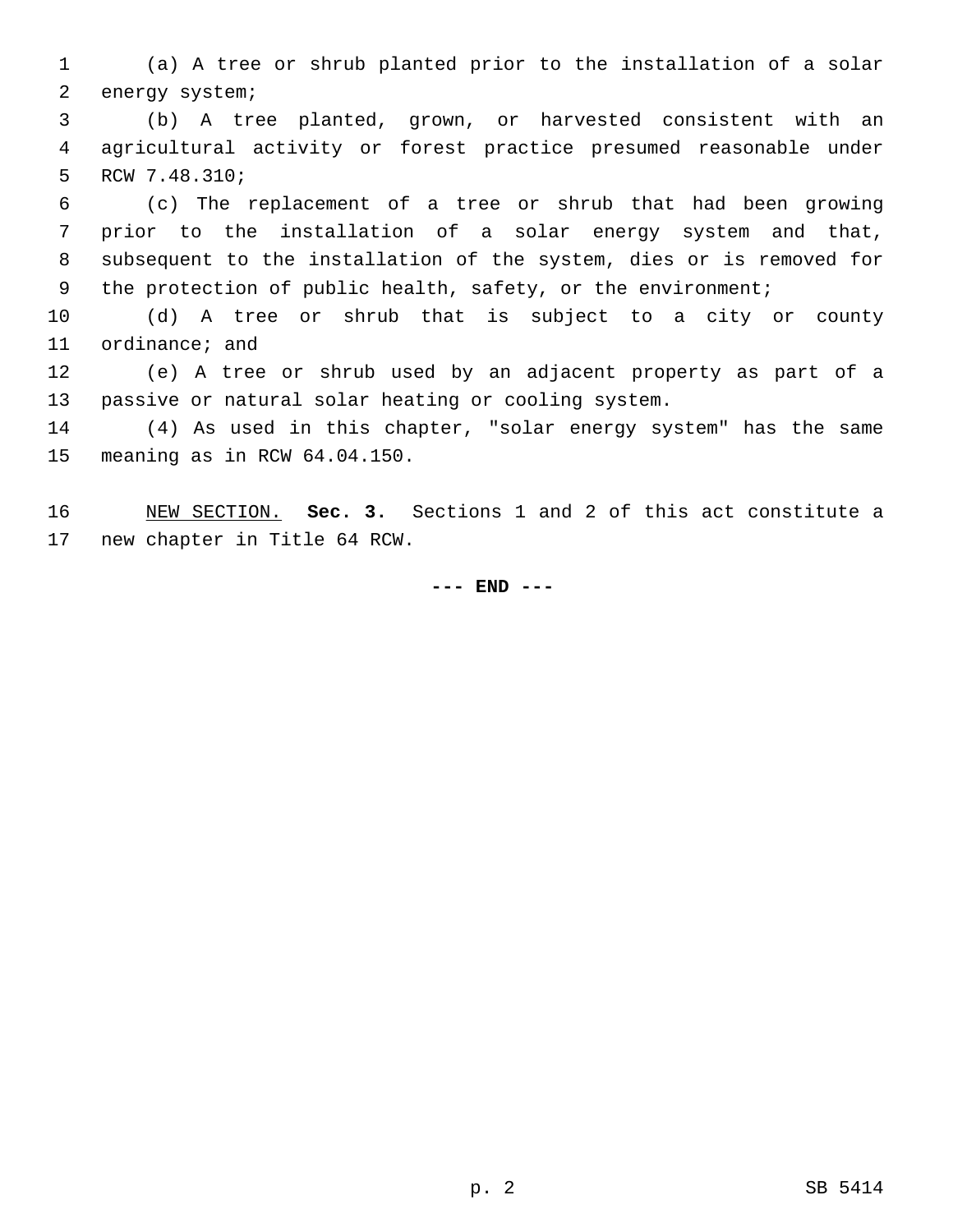(a) A tree or shrub planted prior to the installation of a solar energy system;

(b) A tree planted, grown, or harvested consistent with an agricultural activity or forest practice presumed reasonable under RCW 7.48.310;

(c) The replacement of a tree or shrub that had been growing prior to the installation of a solar energy system and that, subsequent to the installation of the system, dies or is removed for the protection of public health, safety, or the environment;

(d) A tree or shrub that is subject to a city or county ordinance; and

(e) A tree or shrub used by an adjacent property as part of a passive or natural solar heating or cooling system.

(4) As used in this chapter, "solar energy system" has the same meaning as in RCW 64.04.150.

NEW SECTION. **Sec. 3.** Sections 1 and 2 of this act constitute a new chapter in Title 64 RCW.

**--- END ---**